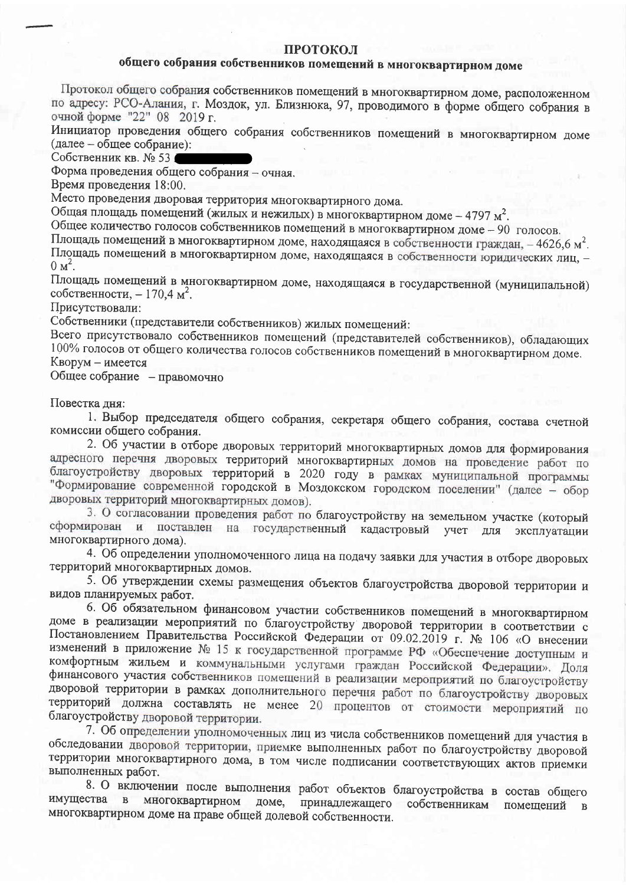# ПРОТОКОЛ
## общего собрания собственников помещений в многоквартирном доме

Протокол общего собрания собственников помещений в многоквартирном доме, расположенном по адресу: РСО-Алания, г. Моздок, ул. Близнюка, 97, проводимого в форме общего собрания в очной форме "22" 08 2019 г.

Инициатор проведения общего собрания собственников помещений в многоквартирном доме (далее – общее собрание):

Собственник кв. № 53

Форма проведения общего собрания – очная.

Время проведения 18:00.

Место проведения дворовая территория многоквартирного дома.

Общая площадь помещений (жилых и нежилых) в многоквартирном доме – 4797 м$^2$.

Общее количество голосов собственников помещений в многоквартирном доме – 90 голосов.

Площадь помещений в многоквартирном доме, находящаяся в собственности граждан, – 4626,6 м$^2$.

Площадь помещений в многоквартирном доме, находящаяся в собственности юридических лиц, – 0 м$^2$.

Площадь помещений в многоквартирном доме, находящаяся в государственной (муниципальной) собственности, – 170,4 м$^2$.

Присутствовали:

Собственники (представители собственников) жилых помещений:

Всего присутствовало собственников помещений (представителей собственников), обладающих 100% голосов от общего количества голосов собственников помещений в многоквартирном доме.

Кворум – имеется

Общее собрание – правомочно

Повестка дня:

1. Выбор председателя общего собрания, секретаря общего собрания, состава счетной комиссии общего собрания.
2. Об участии в отборе дворовых территорий многоквартирных домов для формирования адресного перечня дворовых территорий многоквартирных домов на проведение работ по благоустройству дворовых территорий в 2020 году в рамках муниципальной программы "Формирование современной городской в Моздокском городском поселении" (далее – обор дворовых территорий многоквартирных домов).
3. О согласовании проведения работ по благоустройству на земельном участке (который сформирован и поставлен на государственный кадастровый учет для эксплуатации многоквартирного дома).
4. Об определении уполномоченного лица на подачу заявки для участия в отборе дворовых территорий многоквартирных домов.
5. Об утверждении схемы размещения объектов благоустройства дворовой территории и видов планируемых работ.
6. Об обязательном финансовом участии собственников помещений в многоквартирном доме в реализации мероприятий по благоустройству дворовой территории в соответствии с Постановлением Правительства Российской Федерации от 09.02.2019 г. № 106 «О внесении изменений в приложение № 15 к государственной программе РФ «Обеспечение доступным и комфортным жильем и коммунальными услугами граждан Российской Федерации». Доля финансового участия собственников помещений в реализации мероприятий по благоустройству дворовой территории в рамках дополнительного перечня работ по благоустройству дворовых территорий должна составлять не менее 20 процентов от стоимости мероприятий по благоустройству дворовой территории.
7. Об определении уполномоченных лиц из числа собственников помещений для участия в обследовании дворовой территории, приемке выполненных работ по благоустройству дворовой территории многоквартирного дома, в том числе подписании соответствующих актов приемки выполненных работ.
8. О включении после выполнения работ объектов благоустройства в состав общего имущества в многоквартирном доме, принадлежащего собственникам помещений в многоквартирном доме на праве общей долевой собственности.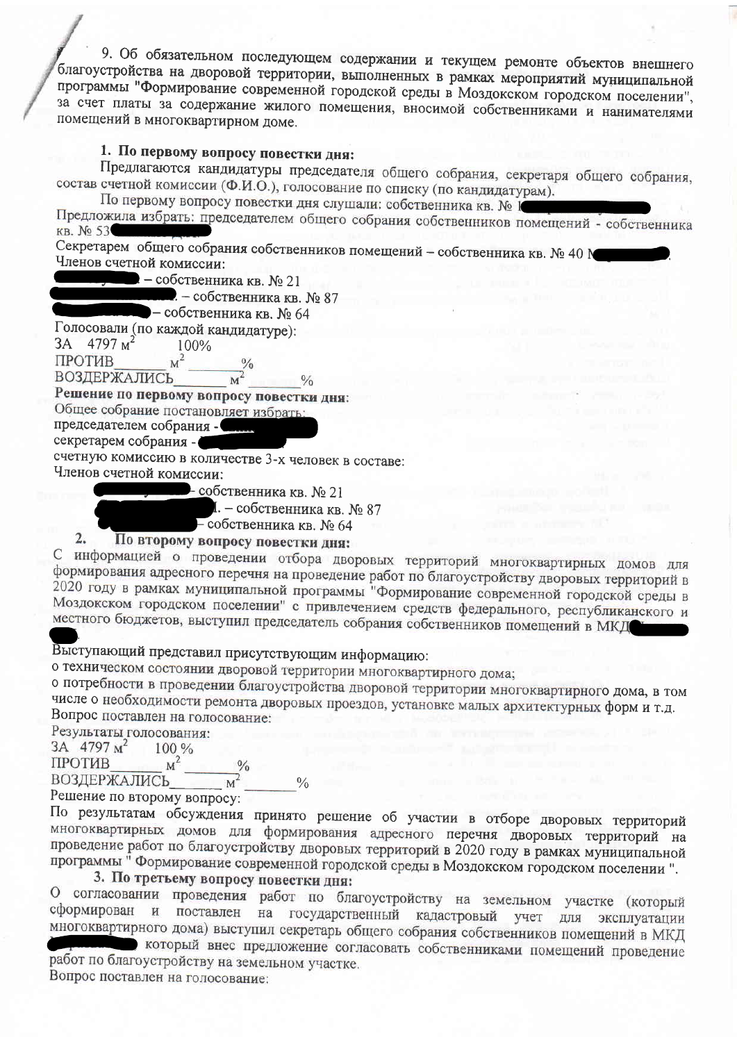9. Об обязательном последующем содержании и текущем ремонте объектов внешнего благоустройства на дворовой территории, выполненных в рамках мероприятий муниципальной программы "Формирование современной городской среды в Моздокском городском поселении", за счет платы за содержание жилого помещения, вносимой собственниками и нанимателями помещений в многоквартирном доме.

**1. По первому вопросу повестки дня:**

Предлагаются кандидатуры председателя общего собрания, секретаря общего собрания, состав счетной комиссии (Ф.И.О.), голосование по списку (по кандидатурам).

По первому вопросу повестки дня слушали: собственника кв. № 1

Предложила избрать: председателем общего собрания собственников помещений - собственника кв. № 53

Секретарем общего собрания собственников помещений – собственника кв. № 40

Членов счетной комиссии:

– собственника кв. № 21

. – собственника кв. № 87

– собственника кв. № 64

Голосовали (по каждой кандидатуре):

ЗА 4797 м$^2$ 100%

ПРОТИВ_______ м$^2$_______%

ВОЗДЕРЖАЛИСЬ_______ м$^2$_______%

**Решение по первому вопросу повестки дня:**

Общее собрание постановляет избрать:

председателем собрания -

секретарем собрания -

счетную комиссию в количестве 3-х человек в составе:

Членов счетной комиссии:

собственника кв. № 21

. – собственника кв. № 87

собственника кв. № 64

**2. По второму вопросу повестки дня:**

С информацией о проведении отбора дворовых территорий многоквартирных домов для формирования адресного перечня на проведение работ по благоустройству дворовых территорий в 2020 году в рамках муниципальной программы "Формирование современной городской среды в Моздокском городском поселении" с привлечением средств федерального, республиканского и местного бюджетов, выступил председатель собрания собственников помещений в МКД

.

Выступающий представил присутствующим информацию:

о техническом состоянии дворовой территории многоквартирного дома;

о потребности в проведении благоустройства дворовой территории многоквартирного дома, в том числе о необходимости ремонта дворовых проездов, установке малых архитектурных форм и т.д.

Вопрос поставлен на голосование:

Результаты голосования:

ЗА 4797 м$^2$ 100 %

ПРОТИВ_______ м$^2$_______%

ВОЗДЕРЖАЛИСЬ_______ м$^2$_______%

Решение по второму вопросу:

По результатам обсуждения принято решение об участии в отборе дворовых территорий многоквартирных домов для формирования адресного перечня дворовых территорий на проведение работ по благоустройству дворовых территорий в 2020 году в рамках муниципальной программы " Формирование современной городской среды в Моздокском городском поселении ".

**3. По третьему вопросу повестки дня:**

О согласовании проведения работ по благоустройству на земельном участке (который сформирован и поставлен на государственный кадастровый учет для эксплуатации многоквартирного дома) выступил секретарь общего собрания собственников помещений в МКД

который внес предложение согласовать собственниками помещений проведение работ по благоустройству на земельном участке.

Вопрос поставлен на голосование: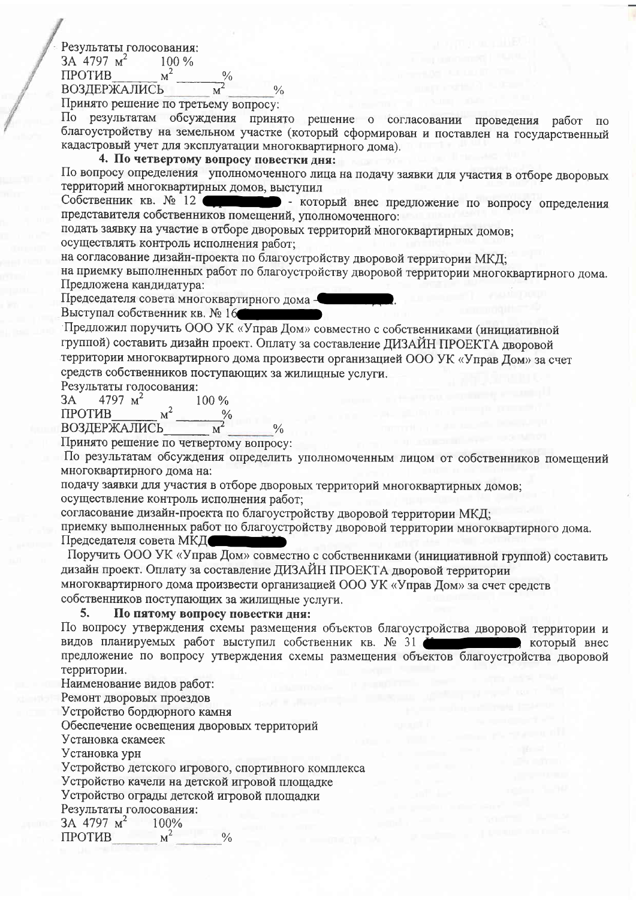Результаты голосования:

ЗА 4797 $м^2$ 100 %

ПРОТИВ_______ $м^2$ _______%

ВОЗДЕРЖАЛИСЬ_______ $м^2$ _______%

Принято решение по третьему вопросу:

По результатам обсуждения принято решение о согласовании проведения работ по благоустройству на земельном участке (который сформирован и поставлен на государственный кадастровый учет для эксплуатации многоквартирного дома).

**4. По четвертому вопросу повестки дня:**

По вопросу определения уполномоченного лица на подачу заявки для участия в отборе дворовых территорий многоквартирных домов, выступил

Собственник кв. № 12 ██████ - который внес предложение по вопросу определения представителя собственников помещений, уполномоченного:

подать заявку на участие в отборе дворовых территорий многоквартирных домов;

осуществлять контроль исполнения работ;

на согласование дизайн-проекта по благоустройству дворовой территории МКД;

на приемку выполненных работ по благоустройству дворовой территории многоквартирного дома.

Предложена кандидатура:

Председателя совета многоквартирного дома – ██████.

Выступал собственник кв. № 16██████

Предложил поручить ООО УК «Управ Дом» совместно с собственниками (инициативной группой) составить дизайн проект. Оплату за составление ДИЗАЙН ПРОЕКТА дворовой территории многоквартирного дома произвести организацией ООО УК «Управ Дом» за счет средств собственников поступающих за жилищные услуги.

Результаты голосования:

ЗА 4797 $м^2$ 100 %

ПРОТИВ_______ $м^2$ _______%

ВОЗДЕРЖАЛИСЬ_______ $м^2$ _______%

Принято решение по четвертому вопросу:

По результатам обсуждения определить уполномоченным лицом от собственников помещений многоквартирного дома на:

подачу заявки для участия в отборе дворовых территорий многоквартирных домов;

осуществление контроль исполнения работ;

согласование дизайн-проекта по благоустройству дворовой территории МКД;

приемку выполненных работ по благоустройству дворовой территории многоквартирного дома.

Председатель совета МКД██████

Поручить ООО УК «Управ Дом» совместно с собственниками (инициативной группой) составить дизайн проект. Оплату за составление ДИЗАЙН ПРОЕКТА дворовой территории многоквартирного дома произвести организацией ООО УК «Управ Дом» за счет средств собственников поступающих за жилищные услуги.

**5. По пятому вопросу повестки дня:**

По вопросу утверждения схемы размещения объектов благоустройства дворовой территории и видов планируемых работ выступил собственник кв. № 31 ██████, который внес предложение по вопросу утверждения схемы размещения объектов благоустройства дворовой территории.

Наименование видов работ:

Ремонт дворовых проездов

Устройство бордюрного камня

Обеспечение освещения дворовых территорий

Установка скамеек

Установка урн

Устройство детского игрового, спортивного комплекса

Устройство качели на детской игровой площадке

Устройство ограды детской игровой площадки

Результаты голосования:

ЗА 4797 $м^2$ 100%

ПРОТИВ_______ $м^2$ _______%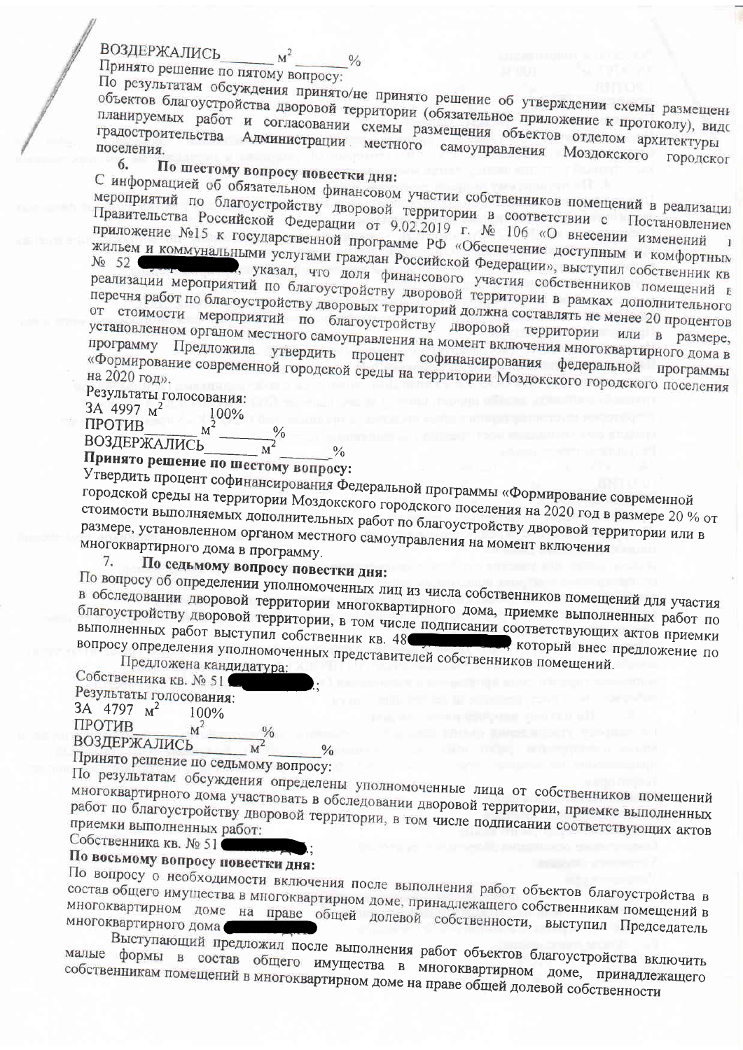ВОЗДЕРЖАЛИСЬ_______ м² _______%

Принято решение по пятому вопросу:

По результатам обсуждения принято/не принято решение об утверждении схемы размещени объектов благоустройства дворовой территории (обязательное приложение к протоколу), видс планируемых работ и согласовании схемы размещения объектов отделом архитектуры градостроительства Администрации местного самоуправления Моздокского городског поселения.

6. **По шестому вопросу повестки дня:**

С информацией об обязательном финансовом участии собственников помещений в реализаци мероприятий по благоустройству дворовой территории в соответствии с Постановление Правительства Российской Федерации от 9.02.2019 г. № 106 «О внесении изменений приложение №15 к государственной программе РФ «Обеспечение доступным и комфортны жильем и коммунальными услугами граждан Российской Федерации», выступил собственник кв № 52 , указал, что доля финансового участия собственников помещений в реализации мероприятий по благоустройству дворовой территории в рамках дополнительного перечня работ по благоустройству дворовых территорий должна составлять не менее 20 процентов от стоимости мероприятий по благоустройству дворовой территории или в размере, установленном органом местного самоуправления на момент включения многоквартирного дома в программу Предложила утвердить процент софинансирования федеральной программы «Формирование современной городской среды на территории Моздокского городского поселения на 2020 год».

Результаты голосования:

ЗА 4997 м² 100%

ПРОТИВ_______ м² _______%

ВОЗДЕРЖАЛИСЬ_______ м² _______%

**Принято решение по шестому вопросу:**

Утвердить процент софинансирования Федеральной программы «Формирование современной городской среды на территории Моздокского городского поселения на 2020 год в размере 20 % от стоимости выполняемых дополнительных работ по благоустройству дворовой территории или в размере, установленном органом местного самоуправления на момент включения многоквартирного дома в программу.

7. **По седьмому вопросу повестки дня:**

По вопросу об определении уполномоченных лиц из числа собственников помещений для участия в обследовании дворовой территории многоквартирного дома, приемке выполненных работ по благоустройству дворовой территории, в том числе подписании соответствующих актов приемки выполненных работ выступил собственник кв. 48 , который внес предложение по вопросу определения уполномоченных представителей собственников помещений.

Предложена кандидатура:

Собственника кв. № 51 ;

Результаты голосования:

ЗА 4797 м² 100%

ПРОТИВ_______ м² _______%

ВОЗДЕРЖАЛИСЬ_______ м² _______%

Принято решение по седьмому вопросу:

По результатам обсуждения определены уполномоченные лица от собственников помещений многоквартирного дома участвовать в обследовании дворовой территории, приемке выполненных работ по благоустройству дворовой территории, в том числе подписании соответствующих актов приемки выполненных работ:

Собственника кв. № 51 ;

**По восьмому вопросу повестки дня:**

По вопросу о необходимости включения после выполнения работ объектов благоустройства в состав общего имущества в многоквартирном доме, принадлежащего собственникам помещений в многоквартирном доме на праве общей долевой собственности, выступил Председатель многоквартирного дома

Выступающий предложил после выполнения работ объектов благоустройства включить малые формы в состав общего имущества в многоквартирном доме, принадлежащего собственникам помещений в многоквартирном доме на праве общей долевой собственности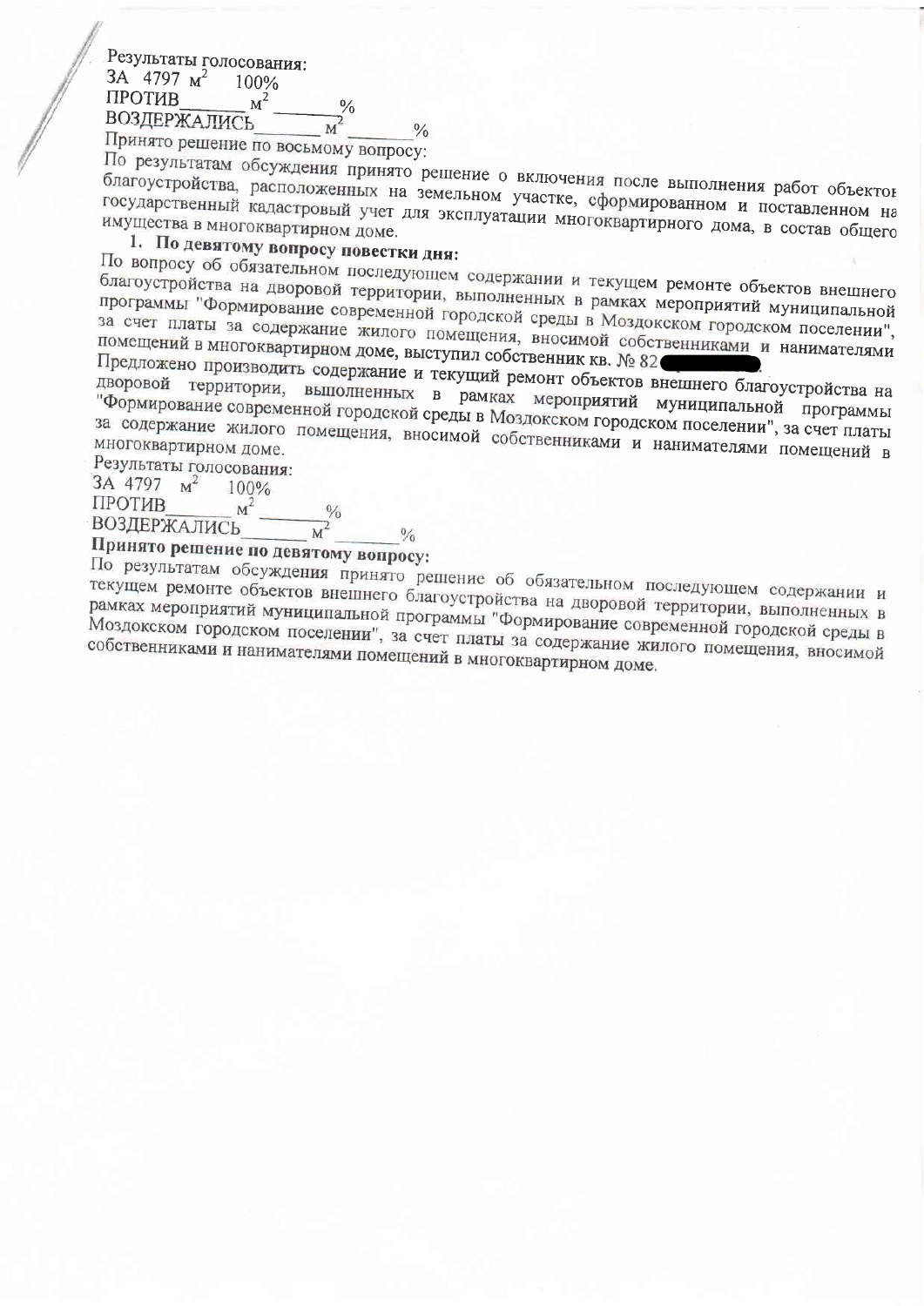Результаты голосования:
ЗА 4797 м$^2$ 100%
ПРОТИВ\_\_\_\_\_\_\_ м$^2$ \_\_\_\_\_\_\_ %
ВОЗДЕРЖАЛИСЬ\_\_\_\_\_\_\_ м$^2$ \_\_\_\_\_\_\_ %

Принято решение по восьмому вопросу:

По результатам обсуждения принято решение о включения после выполнения работ объектов благоустройства, расположенных на земельном участке, сформированном и поставленном на государственный кадастровый учет для эксплуатации многоквартирного дома, в состав общего имущества в многоквартирном доме.

1. **По девятому вопросу повестки дня:**

По вопросу об обязательном последующем содержании и текущем ремонте объектов внешнего благоустройства на дворовой территории, выполненных в рамках мероприятий муниципальной программы "Формирование современной городской среды в Моздокском городском поселении", за счет платы за содержание жилого помещения, вносимой собственниками и нанимателями помещений в многоквартирном доме, выступил собственник кв. № 82 ██████.

Предложено производить содержание и текущий ремонт объектов внешнего благоустройства на дворовой территории, выполненных в рамках мероприятий муниципальной программы "Формирование современной городской среды в Моздокском городском поселении", за счет платы за содержание жилого помещения, вносимой собственниками и нанимателями помещений в многоквартирном доме.

Результаты голосования:
ЗА 4797 м$^2$ 100%
ПРОТИВ\_\_\_\_\_\_\_ м$^2$ \_\_\_\_\_\_\_ %
ВОЗДЕРЖАЛИСЬ\_\_\_\_\_\_\_ м$^2$ \_\_\_\_\_\_\_ %

**Принято решение по девятому вопросу:**

По результатам обсуждения принято решение об обязательном последующем содержании и текущем ремонте объектов внешнего благоустройства на дворовой территории, выполненных в рамках мероприятий муниципальной программы "Формирование современной городской среды в Моздокском городском поселении", за счет платы за содержание жилого помещения, вносимой собственниками и нанимателями помещений в многоквартирном доме.